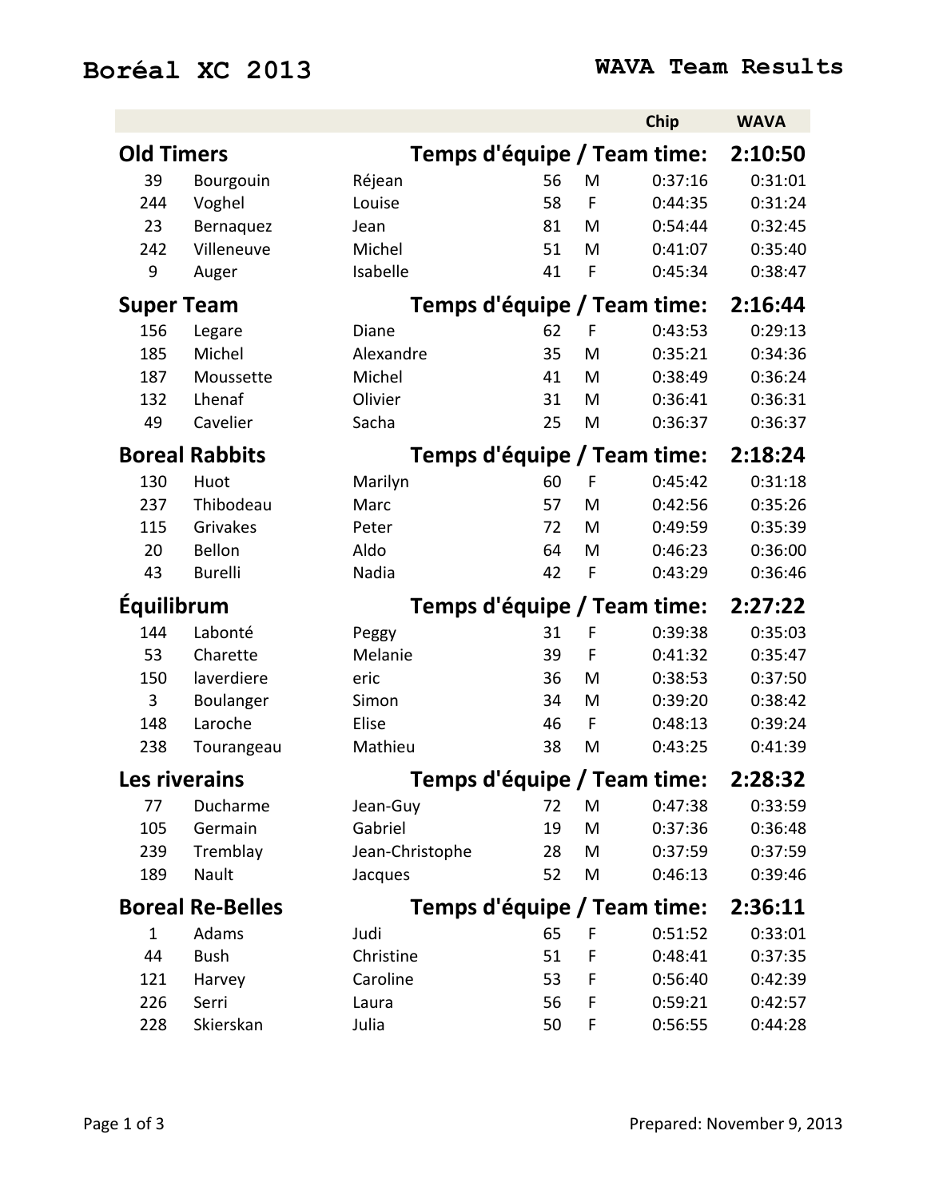# Boréal XC 2013

## WAVA Team Results

| | | | | | Chip | WAVA |
|---|---|---|---|---|---|---|
| **Old Timers** | | **Temps d'équipe / Team time:** | | | | **2:10:50** |
| 39 | Bourgouin | Réjean | 56 | M | 0:37:16 | 0:31:01 |
| 244 | Voghel | Louise | 58 | F | 0:44:35 | 0:31:24 |
| 23 | Bernaquez | Jean | 81 | M | 0:54:44 | 0:32:45 |
| 242 | Villeneuve | Michel | 51 | M | 0:41:07 | 0:35:40 |
| 9 | Auger | Isabelle | 41 | F | 0:45:34 | 0:38:47 |
| **Super Team** | | **Temps d'équipe / Team time:** | | | | **2:16:44** |
| 156 | Legare | Diane | 62 | F | 0:43:53 | 0:29:13 |
| 185 | Michel | Alexandre | 35 | M | 0:35:21 | 0:34:36 |
| 187 | Moussette | Michel | 41 | M | 0:38:49 | 0:36:24 |
| 132 | Lhenaf | Olivier | 31 | M | 0:36:41 | 0:36:31 |
| 49 | Cavelier | Sacha | 25 | M | 0:36:37 | 0:36:37 |
| **Boreal Rabbits** | | **Temps d'équipe / Team time:** | | | | **2:18:24** |
| 130 | Huot | Marilyn | 60 | F | 0:45:42 | 0:31:18 |
| 237 | Thibodeau | Marc | 57 | M | 0:42:56 | 0:35:26 |
| 115 | Grivakes | Peter | 72 | M | 0:49:59 | 0:35:39 |
| 20 | Bellon | Aldo | 64 | M | 0:46:23 | 0:36:00 |
| 43 | Burelli | Nadia | 42 | F | 0:43:29 | 0:36:46 |
| **Équilibrum** | | **Temps d'équipe / Team time:** | | | | **2:27:22** |
| 144 | Labonté | Peggy | 31 | F | 0:39:38 | 0:35:03 |
| 53 | Charette | Melanie | 39 | F | 0:41:32 | 0:35:47 |
| 150 | laverdiere | eric | 36 | M | 0:38:53 | 0:37:50 |
| 3 | Boulanger | Simon | 34 | M | 0:39:20 | 0:38:42 |
| 148 | Laroche | Elise | 46 | F | 0:48:13 | 0:39:24 |
| 238 | Tourangeau | Mathieu | 38 | M | 0:43:25 | 0:41:39 |
| **Les riverains** | | **Temps d'équipe / Team time:** | | | | **2:28:32** |
| 77 | Ducharme | Jean-Guy | 72 | M | 0:47:38 | 0:33:59 |
| 105 | Germain | Gabriel | 19 | M | 0:37:36 | 0:36:48 |
| 239 | Tremblay | Jean-Christophe | 28 | M | 0:37:59 | 0:37:59 |
| 189 | Nault | Jacques | 52 | M | 0:46:13 | 0:39:46 |
| **Boreal Re-Belles** | | **Temps d'équipe / Team time:** | | | | **2:36:11** |
| 1 | Adams | Judi | 65 | F | 0:51:52 | 0:33:01 |
| 44 | Bush | Christine | 51 | F | 0:48:41 | 0:37:35 |
| 121 | Harvey | Caroline | 53 | F | 0:56:40 | 0:42:39 |
| 226 | Serri | Laura | 56 | F | 0:59:21 | 0:42:57 |
| 228 | Skierskan | Julia | 50 | F | 0:56:55 | 0:44:28 |

Prepared: November 9, 2013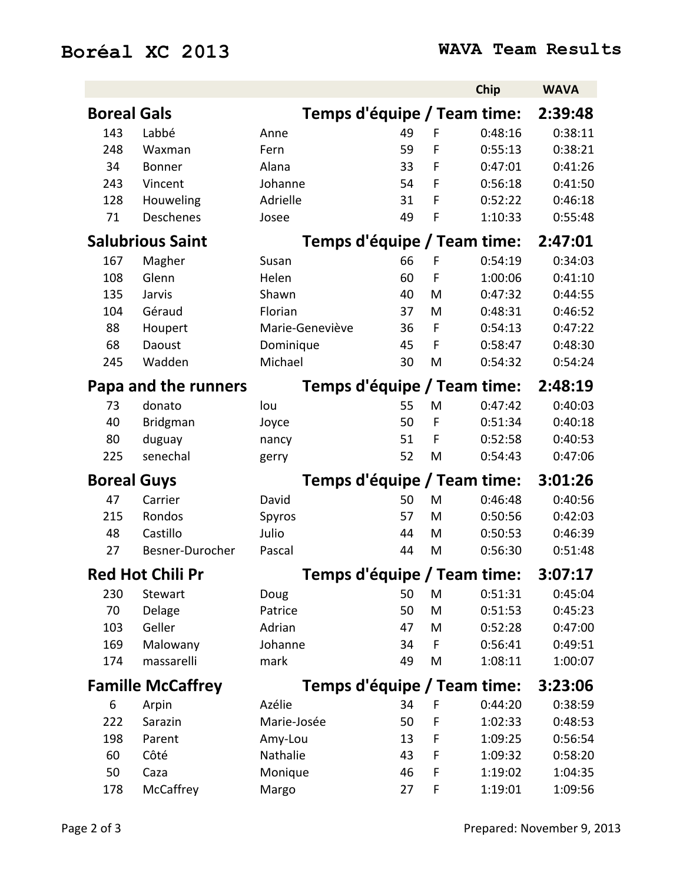# Boréal XC 2013

## WAVA Team Results

| | | | | | Chip | WAVA |
|---|---|---|---|---|---|---|
| **Boreal Gals** | | **Temps d'équipe / Team time:** | | | | **2:39:48** |
| 143 | Labbé | Anne | 49 | F | 0:48:16 | 0:38:11 |
| 248 | Waxman | Fern | 59 | F | 0:55:13 | 0:38:21 |
| 34 | Bonner | Alana | 33 | F | 0:47:01 | 0:41:26 |
| 243 | Vincent | Johanne | 54 | F | 0:56:18 | 0:41:50 |
| 128 | Houweling | Adrielle | 31 | F | 0:52:22 | 0:46:18 |
| 71 | Deschenes | Josee | 49 | F | 1:10:33 | 0:55:48 |
| **Salubrious Saint** | | **Temps d'équipe / Team time:** | | | | **2:47:01** |
| 167 | Magher | Susan | 66 | F | 0:54:19 | 0:34:03 |
| 108 | Glenn | Helen | 60 | F | 1:00:06 | 0:41:10 |
| 135 | Jarvis | Shawn | 40 | M | 0:47:32 | 0:44:55 |
| 104 | Géraud | Florian | 37 | M | 0:48:31 | 0:46:52 |
| 88 | Houpert | Marie-Geneviève | 36 | F | 0:54:13 | 0:47:22 |
| 68 | Daoust | Dominique | 45 | F | 0:58:47 | 0:48:30 |
| 245 | Wadden | Michael | 30 | M | 0:54:32 | 0:54:24 |
| **Papa and the runners** | | **Temps d'équipe / Team time:** | | | | **2:48:19** |
| 73 | donato | lou | 55 | M | 0:47:42 | 0:40:03 |
| 40 | Bridgman | Joyce | 50 | F | 0:51:34 | 0:40:18 |
| 80 | duguay | nancy | 51 | F | 0:52:58 | 0:40:53 |
| 225 | senechal | gerry | 52 | M | 0:54:43 | 0:47:06 |
| **Boreal Guys** | | **Temps d'équipe / Team time:** | | | | **3:01:26** |
| 47 | Carrier | David | 50 | M | 0:46:48 | 0:40:56 |
| 215 | Rondos | Spyros | 57 | M | 0:50:56 | 0:42:03 |
| 48 | Castillo | Julio | 44 | M | 0:50:53 | 0:46:39 |
| 27 | Besner-Durocher | Pascal | 44 | M | 0:56:30 | 0:51:48 |
| **Red Hot Chili Pr** | | **Temps d'équipe / Team time:** | | | | **3:07:17** |
| 230 | Stewart | Doug | 50 | M | 0:51:31 | 0:45:04 |
| 70 | Delage | Patrice | 50 | M | 0:51:53 | 0:45:23 |
| 103 | Geller | Adrian | 47 | M | 0:52:28 | 0:47:00 |
| 169 | Malowany | Johanne | 34 | F | 0:56:41 | 0:49:51 |
| 174 | massarelli | mark | 49 | M | 1:08:11 | 1:00:07 |
| **Famille McCaffrey** | | **Temps d'équipe / Team time:** | | | | **3:23:06** |
| 6 | Arpin | Azélie | 34 | F | 0:44:20 | 0:38:59 |
| 222 | Sarazin | Marie-Josée | 50 | F | 1:02:33 | 0:48:53 |
| 198 | Parent | Amy-Lou | 13 | F | 1:09:25 | 0:56:54 |
| 60 | Côté | Nathalie | 43 | F | 1:09:32 | 0:58:20 |
| 50 | Caza | Monique | 46 | F | 1:19:02 | 1:04:35 |
| 178 | McCaffrey | Margo | 27 | F | 1:19:01 | 1:09:56 |

Prepared: November 9, 2013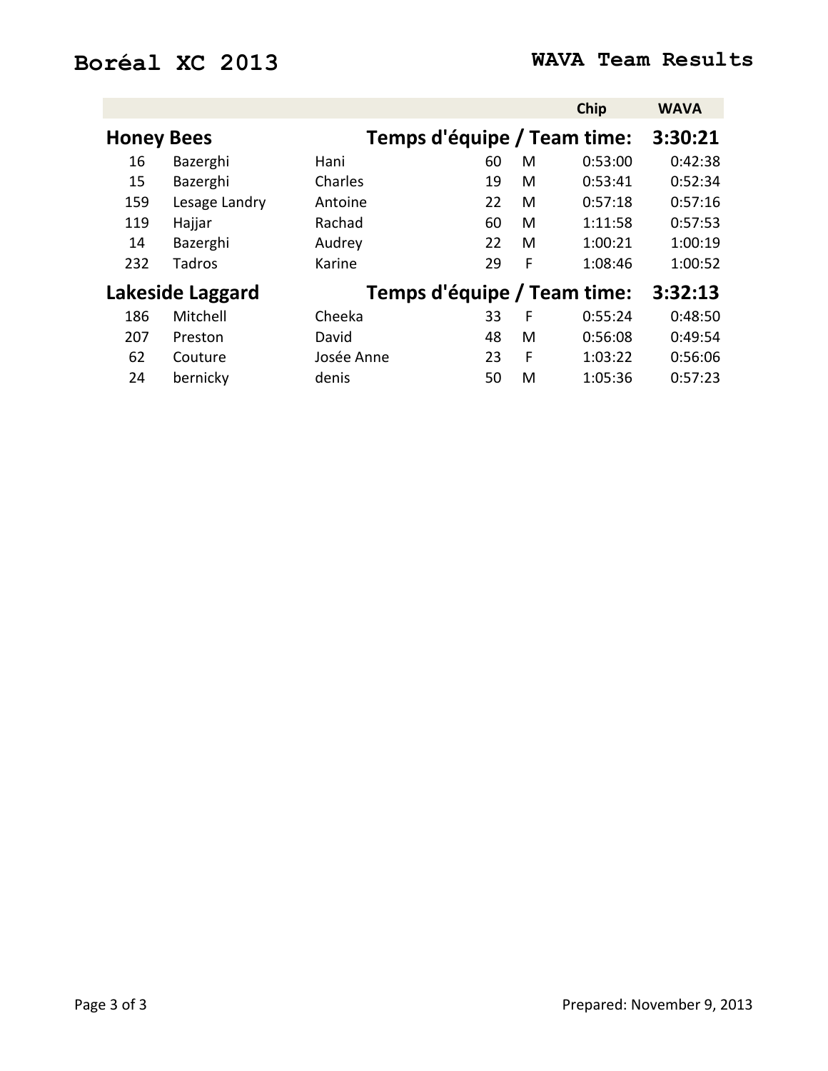# Boréal XC 2013

## WAVA Team Results

| | | | | | Chip | WAVA |
|---|---|---|---|---|---|---|
| **Honey Bees** | | **Temps d'équipe / Team time:** | | | | **3:30:21** |
| 16 | Bazerghi | Hani | 60 | M | 0:53:00 | 0:42:38 |
| 15 | Bazerghi | Charles | 19 | M | 0:53:41 | 0:52:34 |
| 159 | Lesage Landry | Antoine | 22 | M | 0:57:18 | 0:57:16 |
| 119 | Hajjar | Rachad | 60 | M | 1:11:58 | 0:57:53 |
| 14 | Bazerghi | Audrey | 22 | M | 1:00:21 | 1:00:19 |
| 232 | Tadros | Karine | 29 | F | 1:08:46 | 1:00:52 |
| **Lakeside Laggard** | | **Temps d'équipe / Team time:** | | | | **3:32:13** |
| 186 | Mitchell | Cheeka | 33 | F | 0:55:24 | 0:48:50 |
| 207 | Preston | David | 48 | M | 0:56:08 | 0:49:54 |
| 62 | Couture | Josée Anne | 23 | F | 1:03:22 | 0:56:06 |
| 24 | bernicky | denis | 50 | M | 1:05:36 | 0:57:23 |

Prepared: November 9, 2013